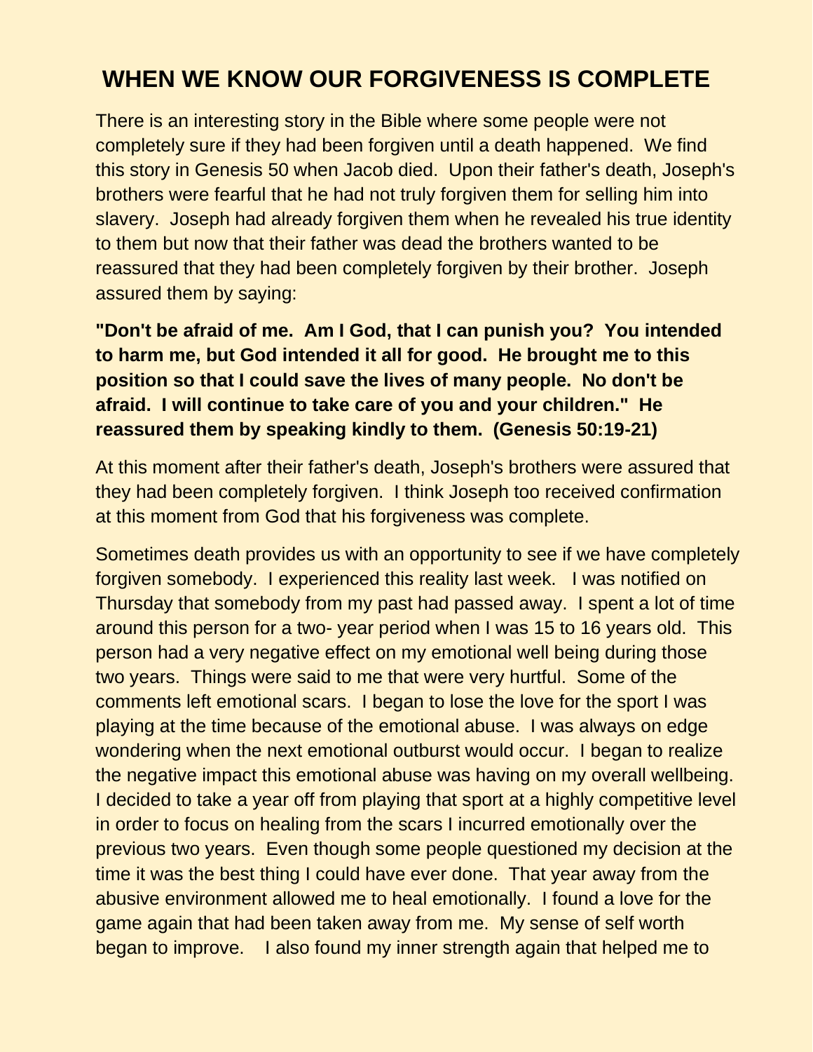# WHEN WE KNOW OUR FORGIVENESS IS COMPLETE

There is an interesting story in the Bible where some people were not completely sure if they had been forgiven until a death happened. We find this story in Genesis 50 when Jacob died. Upon their father's death, Joseph's brothers were fearful that he had not truly forgiven them for selling him into slavery. Joseph had already forgiven them when he revealed his true identity to them but now that their father was dead the brothers wanted to be reassured that they had been completely forgiven by their brother. Joseph assured them by saying:

**"Don't be afraid of me. Am I God, that I can punish you? You intended to harm me, but God intended it all for good. He brought me to this position so that I could save the lives of many people. No don't be afraid. I will continue to take care of you and your children." He reassured them by speaking kindly to them. (Genesis 50:19-21)**

At this moment after their father's death, Joseph's brothers were assured that they had been completely forgiven. I think Joseph too received confirmation at this moment from God that his forgiveness was complete.

Sometimes death provides us with an opportunity to see if we have completely forgiven somebody. I experienced this reality last week. I was notified on Thursday that somebody from my past had passed away. I spent a lot of time around this person for a two- year period when I was 15 to 16 years old. This person had a very negative effect on my emotional well being during those two years. Things were said to me that were very hurtful. Some of the comments left emotional scars. I began to lose the love for the sport I was playing at the time because of the emotional abuse. I was always on edge wondering when the next emotional outburst would occur. I began to realize the negative impact this emotional abuse was having on my overall wellbeing. I decided to take a year off from playing that sport at a highly competitive level in order to focus on healing from the scars I incurred emotionally over the previous two years. Even though some people questioned my decision at the time it was the best thing I could have ever done. That year away from the abusive environment allowed me to heal emotionally. I found a love for the game again that had been taken away from me. My sense of self worth began to improve. I also found my inner strength again that helped me to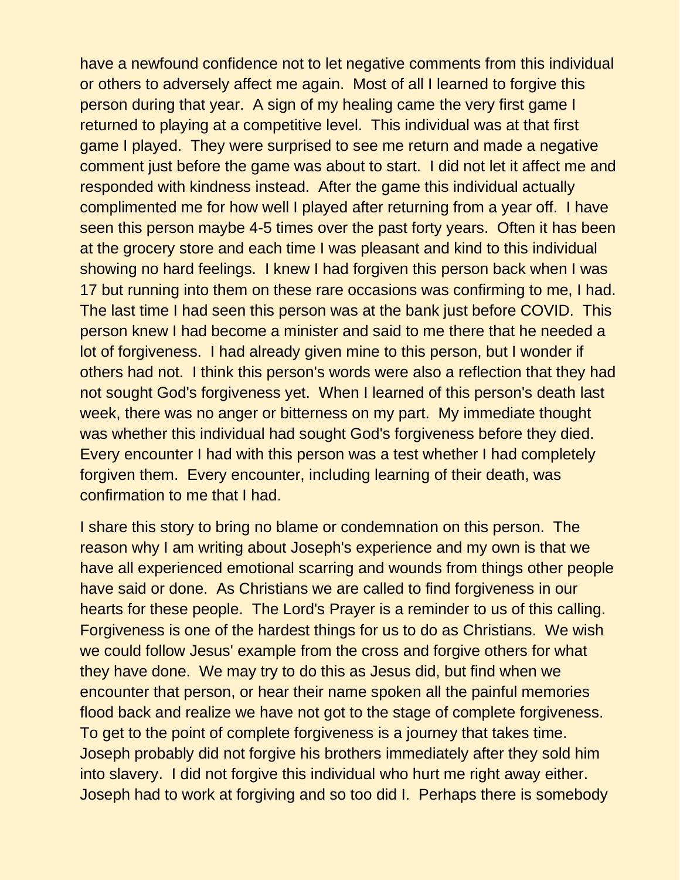have a newfound confidence not to let negative comments from this individual or others to adversely affect me again. Most of all I learned to forgive this person during that year. A sign of my healing came the very first game I returned to playing at a competitive level. This individual was at that first game I played. They were surprised to see me return and made a negative comment just before the game was about to start. I did not let it affect me and responded with kindness instead. After the game this individual actually complimented me for how well I played after returning from a year off. I have seen this person maybe 4-5 times over the past forty years. Often it has been at the grocery store and each time I was pleasant and kind to this individual showing no hard feelings. I knew I had forgiven this person back when I was 17 but running into them on these rare occasions was confirming to me, I had. The last time I had seen this person was at the bank just before COVID. This person knew I had become a minister and said to me there that he needed a lot of forgiveness. I had already given mine to this person, but I wonder if others had not. I think this person's words were also a reflection that they had not sought God's forgiveness yet. When I learned of this person's death last week, there was no anger or bitterness on my part. My immediate thought was whether this individual had sought God's forgiveness before they died. Every encounter I had with this person was a test whether I had completely forgiven them. Every encounter, including learning of their death, was confirmation to me that I had.

I share this story to bring no blame or condemnation on this person. The reason why I am writing about Joseph's experience and my own is that we have all experienced emotional scarring and wounds from things other people have said or done. As Christians we are called to find forgiveness in our hearts for these people. The Lord's Prayer is a reminder to us of this calling. Forgiveness is one of the hardest things for us to do as Christians. We wish we could follow Jesus' example from the cross and forgive others for what they have done. We may try to do this as Jesus did, but find when we encounter that person, or hear their name spoken all the painful memories flood back and realize we have not got to the stage of complete forgiveness. To get to the point of complete forgiveness is a journey that takes time. Joseph probably did not forgive his brothers immediately after they sold him into slavery. I did not forgive this individual who hurt me right away either. Joseph had to work at forgiving and so too did I. Perhaps there is somebody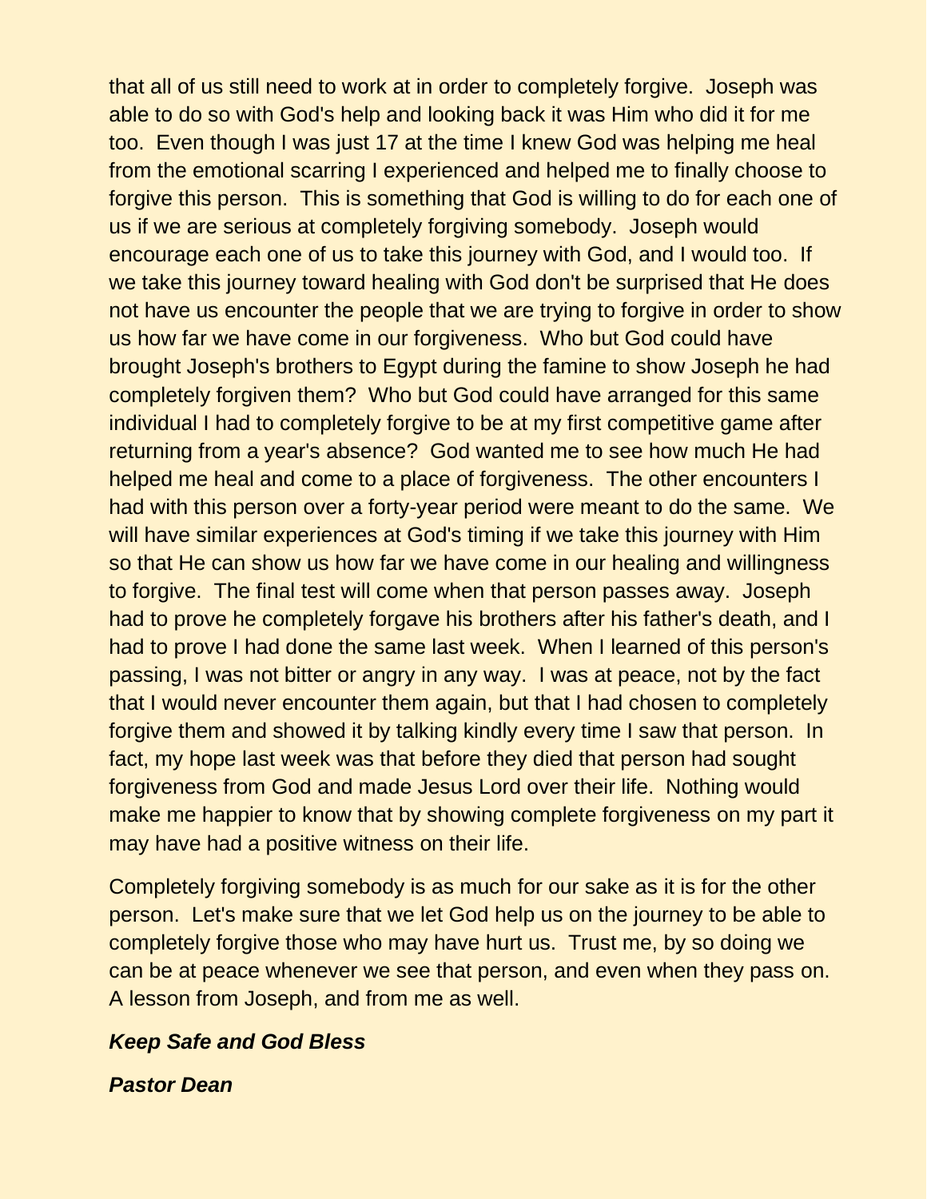that all of us still need to work at in order to completely forgive. Joseph was able to do so with God's help and looking back it was Him who did it for me too. Even though I was just 17 at the time I knew God was helping me heal from the emotional scarring I experienced and helped me to finally choose to forgive this person. This is something that God is willing to do for each one of us if we are serious at completely forgiving somebody. Joseph would encourage each one of us to take this journey with God, and I would too. If we take this journey toward healing with God don't be surprised that He does not have us encounter the people that we are trying to forgive in order to show us how far we have come in our forgiveness. Who but God could have brought Joseph's brothers to Egypt during the famine to show Joseph he had completely forgiven them? Who but God could have arranged for this same individual I had to completely forgive to be at my first competitive game after returning from a year's absence? God wanted me to see how much He had helped me heal and come to a place of forgiveness. The other encounters I had with this person over a forty-year period were meant to do the same. We will have similar experiences at God's timing if we take this journey with Him so that He can show us how far we have come in our healing and willingness to forgive. The final test will come when that person passes away. Joseph had to prove he completely forgave his brothers after his father's death, and I had to prove I had done the same last week. When I learned of this person's passing, I was not bitter or angry in any way. I was at peace, not by the fact that I would never encounter them again, but that I had chosen to completely forgive them and showed it by talking kindly every time I saw that person. In fact, my hope last week was that before they died that person had sought forgiveness from God and made Jesus Lord over their life. Nothing would make me happier to know that by showing complete forgiveness on my part it may have had a positive witness on their life.

Completely forgiving somebody is as much for our sake as it is for the other person. Let's make sure that we let God help us on the journey to be able to completely forgive those who may have hurt us. Trust me, by so doing we can be at peace whenever we see that person, and even when they pass on. A lesson from Joseph, and from me as well.

***Keep Safe and God Bless***

***Pastor Dean***